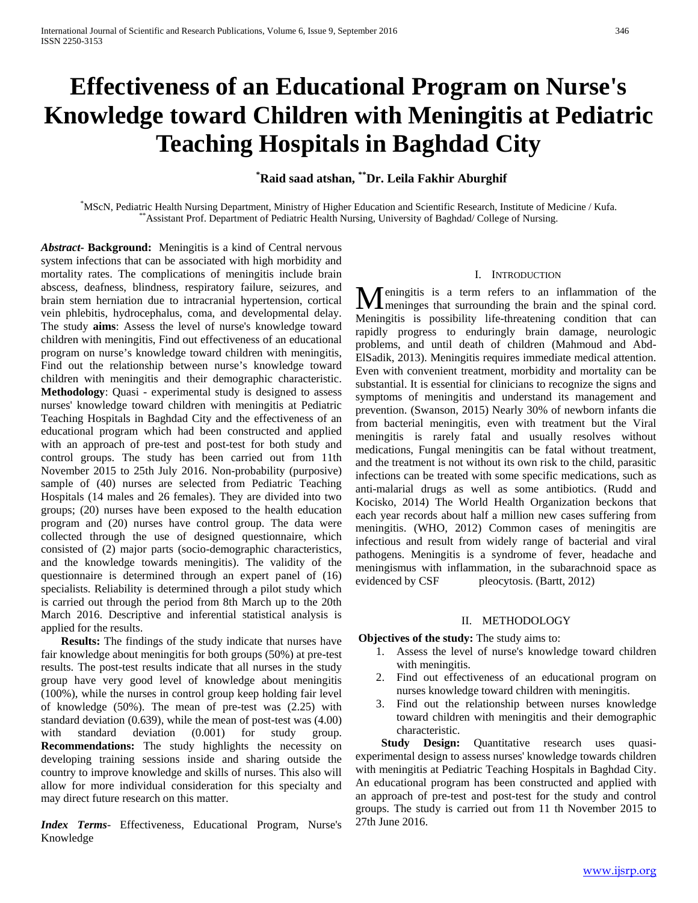# Effectiveness of an Educational Program on Nurse's Knowledge toward Children with Meningitis at Pediatric Teaching Hospitals in Baghdad City

**[*]Raid saad atshan, [**]Dr. Leila Fakhir Aburghif**

[*]MScN, Pediatric Health Nursing Department, Ministry of Higher Education and Scientific Research, Institute of Medicine / Kufa.
[**]Assistant Prof. Department of Pediatric Health Nursing, University of Baghdad/ College of Nursing.

***Abstract***- **Background:** Meningitis is a kind of Central nervous system infections that can be associated with high morbidity and mortality rates. The complications of meningitis include brain abscess, deafness, blindness, respiratory failure, seizures, and brain stem herniation due to intracranial hypertension, cortical vein phlebitis, hydrocephalus, coma, and developmental delay. The study **aims**: Assess the level of nurse's knowledge toward children with meningitis, Find out effectiveness of an educational program on nurse's knowledge toward children with meningitis, Find out the relationship between nurse's knowledge toward children with meningitis and their demographic characteristic. **Methodology**: Quasi - experimental study is designed to assess nurses' knowledge toward children with meningitis at Pediatric Teaching Hospitals in Baghdad City and the effectiveness of an educational program which had been constructed and applied with an approach of pre-test and post-test for both study and control groups. The study has been carried out from 11th November 2015 to 25th July 2016. Non-probability (purposive) sample of (40) nurses are selected from Pediatric Teaching Hospitals (14 males and 26 females). They are divided into two groups; (20) nurses have been exposed to the health education program and (20) nurses have control group. The data were collected through the use of designed questionnaire, which consisted of (2) major parts (socio-demographic characteristics, and the knowledge towards meningitis). The validity of the questionnaire is determined through an expert panel of (16) specialists. Reliability is determined through a pilot study which is carried out through the period from 8th March up to the 20th March 2016. Descriptive and inferential statistical analysis is applied for the results.

**Results:** The findings of the study indicate that nurses have fair knowledge about meningitis for both groups (50%) at pre-test results. The post-test results indicate that all nurses in the study group have very good level of knowledge about meningitis (100%), while the nurses in control group keep holding fair level of knowledge (50%). The mean of pre-test was (2.25) with standard deviation (0.639), while the mean of post-test was (4.00) with standard deviation (0.001) for study group. **Recommendations:** The study highlights the necessity on developing training sessions inside and sharing outside the country to improve knowledge and skills of nurses. This also will allow for more individual consideration for this specialty and may direct future research on this matter.

***Index Terms***- Effectiveness, Educational Program, Nurse's Knowledge

## I. Introduction

Meningitis is a term refers to an inflammation of the meninges that surrounding the brain and the spinal cord. Meningitis is possibility life-threatening condition that can rapidly progress to enduringly brain damage, neurologic problems, and until death of children (Mahmoud and Abd-ElSadik, 2013). Meningitis requires immediate medical attention. Even with convenient treatment, morbidity and mortality can be substantial. It is essential for clinicians to recognize the signs and symptoms of meningitis and understand its management and prevention. (Swanson, 2015) Nearly 30% of newborn infants die from bacterial meningitis, even with treatment but the Viral meningitis is rarely fatal and usually resolves without medications, Fungal meningitis can be fatal without treatment, and the treatment is not without its own risk to the child, parasitic infections can be treated with some specific medications, such as anti-malarial drugs as well as some antibiotics. (Rudd and Kocisko, 2014) The World Health Organization beckons that each year records about half a million new cases suffering from meningitis. (WHO, 2012) Common cases of meningitis are infectious and result from widely range of bacterial and viral pathogens. Meningitis is a syndrome of fever, headache and meningismus with inflammation, in the subarachnoid space as evidenced by CSF pleocytosis. (Bartt, 2012)

## II. Methodology

**Objectives of the study:** The study aims to:

1. Assess the level of nurse's knowledge toward children with meningitis.
2. Find out effectiveness of an educational program on nurses knowledge toward children with meningitis.
3. Find out the relationship between nurses knowledge toward children with meningitis and their demographic characteristic.

**Study Design:** Quantitative research uses quasi-experimental design to assess nurses' knowledge towards children with meningitis at Pediatric Teaching Hospitals in Baghdad City. An educational program has been constructed and applied with an approach of pre-test and post-test for the study and control groups. The study is carried out from 11 th November 2015 to 27th June 2016.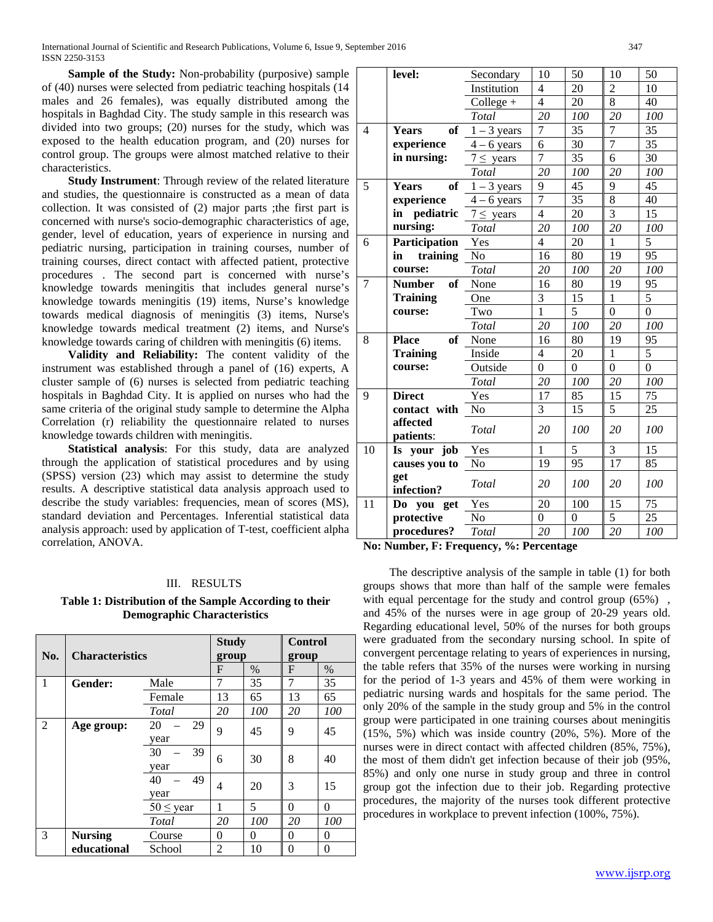**Sample of the Study:** Non-probability (purposive) sample of (40) nurses were selected from pediatric teaching hospitals (14 males and 26 females), was equally distributed among the hospitals in Baghdad City. The study sample in this research was divided into two groups; (20) nurses for the study, which was exposed to the health education program, and (20) nurses for control group. The groups were almost matched relative to their characteristics.

**Study Instrument**: Through review of the related literature and studies, the questionnaire is constructed as a mean of data collection. It was consisted of (2) major parts ;the first part is concerned with nurse's socio-demographic characteristics of age, gender, level of education, years of experience in nursing and pediatric nursing, participation in training courses, number of training courses, direct contact with affected patient, protective procedures . The second part is concerned with nurse's knowledge towards meningitis that includes general nurse's knowledge towards meningitis (19) items, Nurse's knowledge towards medical diagnosis of meningitis (3) items, Nurse's knowledge towards medical treatment (2) items, and Nurse's knowledge towards caring of children with meningitis (6) items.

**Validity and Reliability:** The content validity of the instrument was established through a panel of (16) experts, A cluster sample of (6) nurses is selected from pediatric teaching hospitals in Baghdad City. It is applied on nurses who had the same criteria of the original study sample to determine the Alpha Correlation (r) reliability the questionnaire related to nurses knowledge towards children with meningitis.

**Statistical analysis**: For this study, data are analyzed through the application of statistical procedures and by using (SPSS) version (23) which may assist to determine the study results. A descriptive statistical data analysis approach used to describe the study variables: frequencies, mean of scores (MS), standard deviation and Percentages. Inferential statistical data analysis approach: used by application of T-test, coefficient alpha correlation, ANOVA.

## III. RESULTS

**Table 1: Distribution of the Sample According to their Demographic Characteristics**

| No. | Characteristics | | Study group | | Control group | |
|---|---|---|---|---|---|---|
| | | | F | % | F | % |
| 1 | **Gender:** | Male | 7 | 35 | 7 | 35 |
| | | Female | 13 | 65 | 13 | 65 |
| | | *Total* | *20* | *100* | *20* | *100* |
| 2 | **Age group:** | 20 – 29 year | 9 | 45 | 9 | 45 |
| | | 30 – 39 year | 6 | 30 | 8 | 40 |
| | | 40 – 49 year | 4 | 20 | 3 | 15 |
| | | 50 ≤ year | 1 | 5 | 0 | 0 |
| | | *Total* | *20* | *100* | *20* | *100* |
| 3 | **Nursing educational level:** | Course | 0 | 0 | 0 | 0 |
| | | School | 2 | 10 | 0 | 0 |
| | | Secondary | 10 | 50 | 10 | 50 |
| | | Institution | 4 | 20 | 2 | 10 |
| | | College + | 4 | 20 | 8 | 40 |
| | | *Total* | *20* | *100* | *20* | *100* |
| 4 | **Years of experience in nursing:** | 1 – 3 years | 7 | 35 | 7 | 35 |
| | | 4 – 6 years | 6 | 30 | 7 | 35 |
| | | 7 ≤ years | 7 | 35 | 6 | 30 |
| | | *Total* | *20* | *100* | *20* | *100* |
| 5 | **Years of experience in pediatric nursing:** | 1 – 3 years | 9 | 45 | 9 | 45 |
| | | 4 – 6 years | 7 | 35 | 8 | 40 |
| | | 7 ≤ years | 4 | 20 | 3 | 15 |
| | | *Total* | *20* | *100* | *20* | *100* |
| 6 | **Participation in training course:** | Yes | 4 | 20 | 1 | 5 |
| | | No | 16 | 80 | 19 | 95 |
| | | *Total* | *20* | *100* | *20* | *100* |
| 7 | **Number of Training course:** | None | 16 | 80 | 19 | 95 |
| | | One | 3 | 15 | 1 | 5 |
| | | Two | 1 | 5 | 0 | 0 |
| | | *Total* | *20* | *100* | *20* | *100* |
| 8 | **Place of Training course:** | None | 16 | 80 | 19 | 95 |
| | | Inside | 4 | 20 | 1 | 5 |
| | | Outside | 0 | 0 | 0 | 0 |
| | | *Total* | *20* | *100* | *20* | *100* |
| 9 | **Direct contact with affected patients**: | Yes | 17 | 85 | 15 | 75 |
| | | No | 3 | 15 | 5 | 25 |
| | | *Total* | *20* | *100* | *20* | *100* |
| 10 | **Is your job causes you to get infection?** | Yes | 1 | 5 | 3 | 15 |
| | | No | 19 | 95 | 17 | 85 |
| | | *Total* | *20* | *100* | *20* | *100* |
| 11 | **Do you get protective procedures?** | Yes | 20 | 100 | 15 | 75 |
| | | No | 0 | 0 | 5 | 25 |
| | | *Total* | *20* | *100* | *20* | *100* |

**No: Number, F: Frequency, %: Percentage**

The descriptive analysis of the sample in table (1) for both groups shows that more than half of the sample were females with equal percentage for the study and control group (65%) , and 45% of the nurses were in age group of 20-29 years old. Regarding educational level, 50% of the nurses for both groups were graduated from the secondary nursing school. In spite of convergent percentage relating to years of experiences in nursing, the table refers that 35% of the nurses were working in nursing for the period of 1-3 years and 45% of them were working in pediatric nursing wards and hospitals for the same period. The only 20% of the sample in the study group and 5% in the control group were participated in one training courses about meningitis (15%, 5%) which was inside country (20%, 5%). More of the nurses were in direct contact with affected children (85%, 75%), the most of them didn't get infection because of their job (95%, 85%) and only one nurse in study group and three in control group got the infection due to their job. Regarding protective procedures, the majority of the nurses took different protective procedures in workplace to prevent infection (100%, 75%).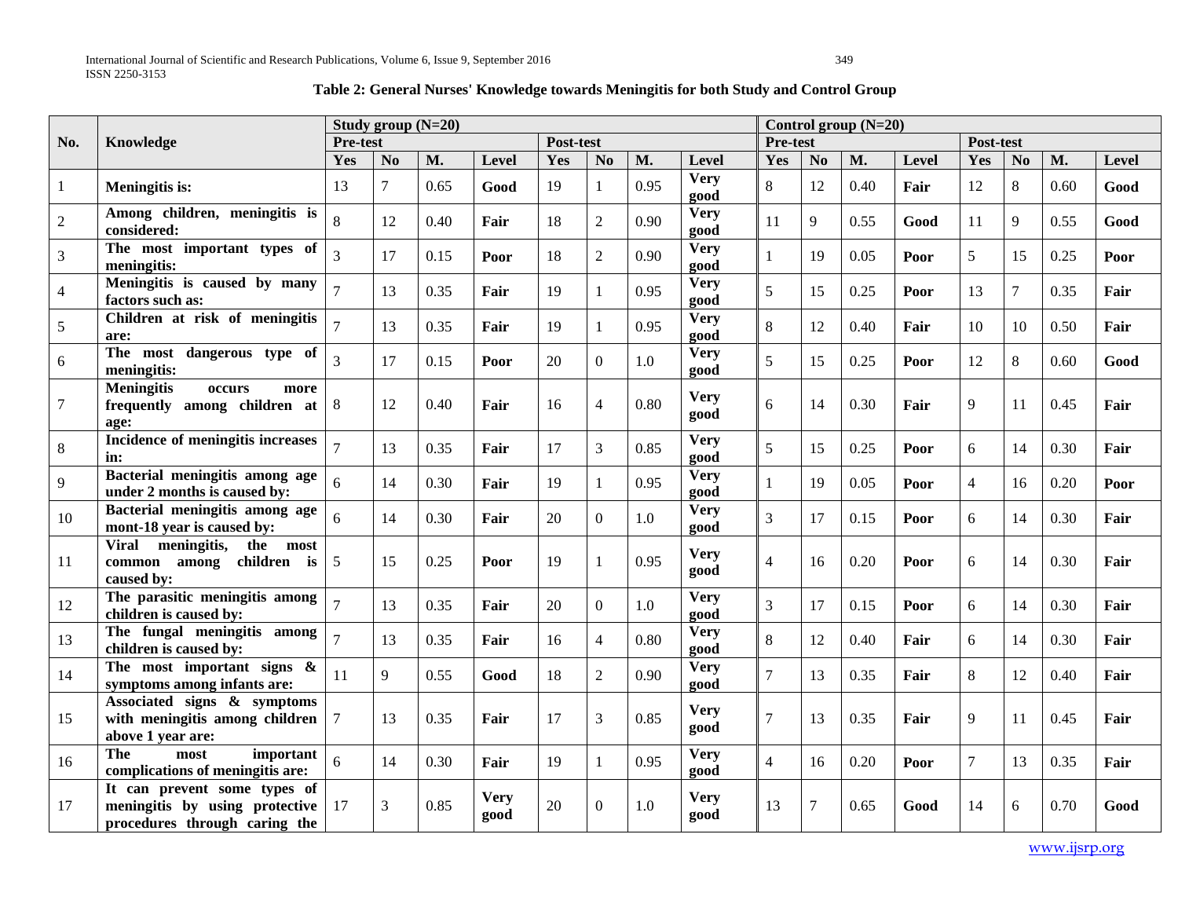**Table 2: General Nurses' Knowledge towards Meningitis for both Study and Control Group**

| No. | Knowledge | Study group (N=20) | | | | | | | | Control group (N=20) | | | | | | | |
|---|---|---|---|---|---|---|---|---|---|---|---|---|---|---|---|---|---|
| | | Pre-test | | | | Post-test | | | | Pre-test | | | | Post-test | | | |
| | | Yes | No | M. | Level | Yes | No | M. | Level | Yes | No | M. | Level | Yes | No | M. | Level |
| 1 | **Meningitis is:** | 13 | 7 | 0.65 | **Good** | 19 | 1 | 0.95 | **Very good** | 8 | 12 | 0.40 | **Fair** | 12 | 8 | 0.60 | **Good** |
| 2 | **Among children, meningitis is considered:** | 8 | 12 | 0.40 | **Fair** | 18 | 2 | 0.90 | **Very good** | 11 | 9 | 0.55 | **Good** | 11 | 9 | 0.55 | **Good** |
| 3 | **The most important types of meningitis:** | 3 | 17 | 0.15 | **Poor** | 18 | 2 | 0.90 | **Very good** | 1 | 19 | 0.05 | **Poor** | 5 | 15 | 0.25 | **Poor** |
| 4 | **Meningitis is caused by many factors such as:** | 7 | 13 | 0.35 | **Fair** | 19 | 1 | 0.95 | **Very good** | 5 | 15 | 0.25 | **Poor** | 13 | 7 | 0.35 | **Fair** |
| 5 | **Children at risk of meningitis are:** | 7 | 13 | 0.35 | **Fair** | 19 | 1 | 0.95 | **Very good** | 8 | 12 | 0.40 | **Fair** | 10 | 10 | 0.50 | **Fair** |
| 6 | **The most dangerous type of meningitis:** | 3 | 17 | 0.15 | **Poor** | 20 | 0 | 1.0 | **Very good** | 5 | 15 | 0.25 | **Poor** | 12 | 8 | 0.60 | **Good** |
| 7 | **Meningitis occurs more frequently among children at age:** | 8 | 12 | 0.40 | **Fair** | 16 | 4 | 0.80 | **Very good** | 6 | 14 | 0.30 | **Fair** | 9 | 11 | 0.45 | **Fair** |
| 8 | **Incidence of meningitis increases in:** | 7 | 13 | 0.35 | **Fair** | 17 | 3 | 0.85 | **Very good** | 5 | 15 | 0.25 | **Poor** | 6 | 14 | 0.30 | **Fair** |
| 9 | **Bacterial meningitis among age under 2 months is caused by:** | 6 | 14 | 0.30 | **Fair** | 19 | 1 | 0.95 | **Very good** | 1 | 19 | 0.05 | **Poor** | 4 | 16 | 0.20 | **Poor** |
| 10 | **Bacterial meningitis among age mont-18 year is caused by:** | 6 | 14 | 0.30 | **Fair** | 20 | 0 | 1.0 | **Very good** | 3 | 17 | 0.15 | **Poor** | 6 | 14 | 0.30 | **Fair** |
| 11 | **Viral meningitis, the most common among children is caused by:** | 5 | 15 | 0.25 | **Poor** | 19 | 1 | 0.95 | **Very good** | 4 | 16 | 0.20 | **Poor** | 6 | 14 | 0.30 | **Fair** |
| 12 | **The parasitic meningitis among children is caused by:** | 7 | 13 | 0.35 | **Fair** | 20 | 0 | 1.0 | **Very good** | 3 | 17 | 0.15 | **Poor** | 6 | 14 | 0.30 | **Fair** |
| 13 | **The fungal meningitis among children is caused by:** | 7 | 13 | 0.35 | **Fair** | 16 | 4 | 0.80 | **Very good** | 8 | 12 | 0.40 | **Fair** | 6 | 14 | 0.30 | **Fair** |
| 14 | **The most important signs & symptoms among infants are:** | 11 | 9 | 0.55 | **Good** | 18 | 2 | 0.90 | **Very good** | 7 | 13 | 0.35 | **Fair** | 8 | 12 | 0.40 | **Fair** |
| 15 | **Associated signs & symptoms with meningitis among children above 1 year are:** | 7 | 13 | 0.35 | **Fair** | 17 | 3 | 0.85 | **Very good** | 7 | 13 | 0.35 | **Fair** | 9 | 11 | 0.45 | **Fair** |
| 16 | **The most important complications of meningitis are:** | 6 | 14 | 0.30 | **Fair** | 19 | 1 | 0.95 | **Very good** | 4 | 16 | 0.20 | **Poor** | 7 | 13 | 0.35 | **Fair** |
| 17 | **It can prevent some types of meningitis by using protective procedures through caring the** | 17 | 3 | 0.85 | **Very good** | 20 | 0 | 1.0 | **Very good** | 13 | 7 | 0.65 | **Good** | 14 | 6 | 0.70 | **Good** |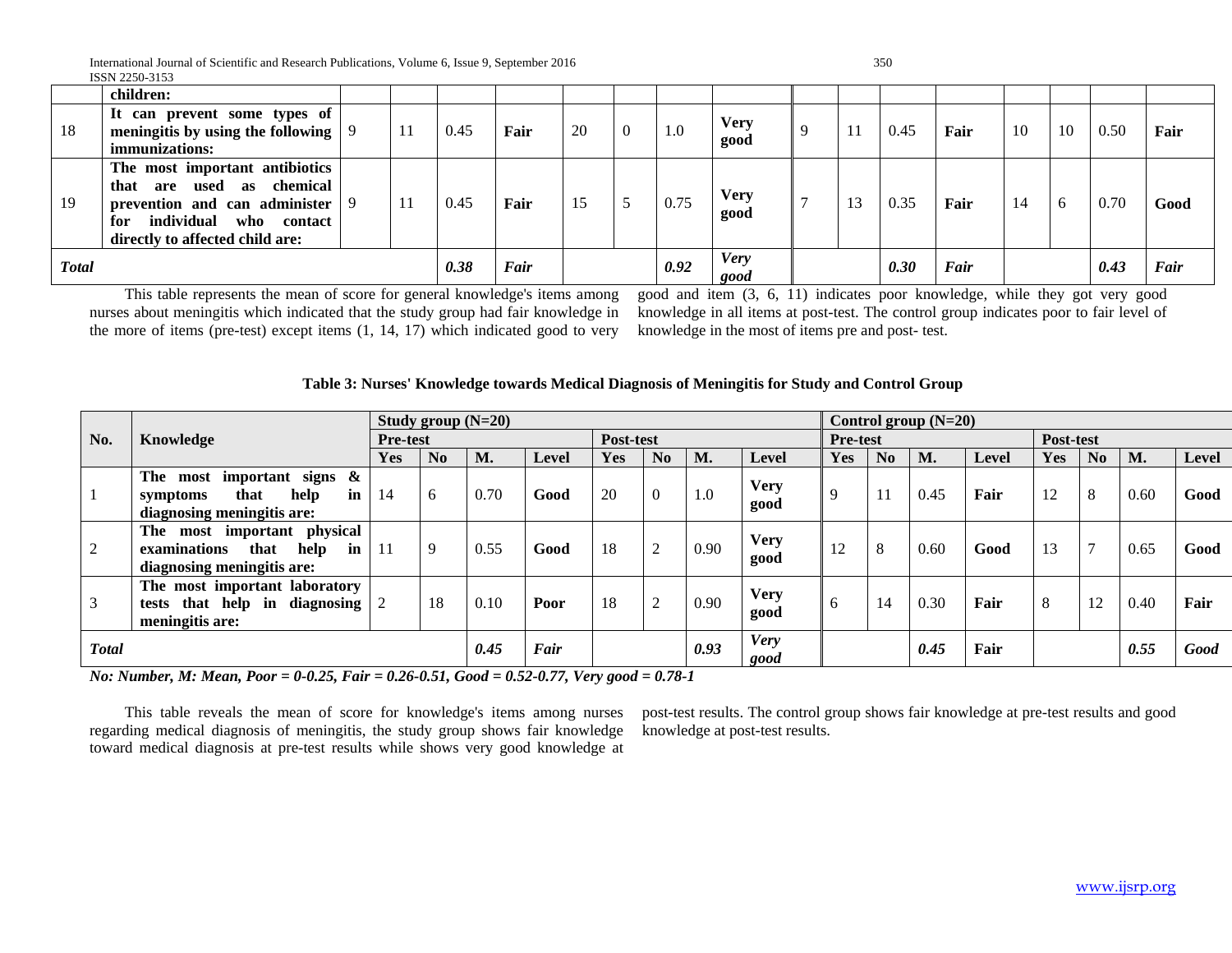| | children: | | | | | | | | | | | | | | | | |
|---|---|---|---|---|---|---|---|---|---|---|---|---|---|---|---|---|---|
| 18 | It can prevent some types of meningitis by using the following immunizations: | 9 | 11 | 0.45 | Fair | 20 | 0 | 1.0 | Very good | 9 | 11 | 0.45 | Fair | 10 | 10 | 0.50 | Fair |
| 19 | The most important antibiotics that are used as chemical prevention and can administer for individual who contact directly to affected child are: | 9 | 11 | 0.45 | Fair | 15 | 5 | 0.75 | Very good | 7 | 13 | 0.35 | Fair | 14 | 6 | 0.70 | Good |
| ***Total*** | | | | ***0.38*** | ***Fair*** | | | ***0.92*** | ***Very good*** | | | ***0.30*** | ***Fair*** | | | ***0.43*** | ***Fair*** |

This table represents the mean of score for general knowledge's items among nurses about meningitis which indicated that the study group had fair knowledge in the more of items (pre-test) except items (1, 14, 17) which indicated good to very good and item (3, 6, 11) indicates poor knowledge, while they got very good knowledge in all items at post-test. The control group indicates poor to fair level of knowledge in the most of items pre and post- test.

**Table 3: Nurses' Knowledge towards Medical Diagnosis of Meningitis for Study and Control Group**

| No. | Knowledge | Study group (N=20) | | | | | | | | Control group (N=20) | | | | | | | |
|---|---|---|---|---|---|---|---|---|---|---|---|---|---|---|---|---|---|
| | | Pre-test | | | | Post-test | | | | Pre-test | | | | Post-test | | | |
| | | Yes | No | M. | Level | Yes | No | M. | Level | Yes | No | M. | Level | Yes | No | M. | Level |
| 1 | The most important signs & symptoms that help in diagnosing meningitis are: | 14 | 6 | 0.70 | Good | 20 | 0 | 1.0 | Very good | 9 | 11 | 0.45 | Fair | 12 | 8 | 0.60 | Good |
| 2 | The most important physical examinations that help in diagnosing meningitis are: | 11 | 9 | 0.55 | Good | 18 | 2 | 0.90 | Very good | 12 | 8 | 0.60 | Good | 13 | 7 | 0.65 | Good |
| 3 | The most important laboratory tests that help in diagnosing meningitis are: | 2 | 18 | 0.10 | Poor | 18 | 2 | 0.90 | Very good | 6 | 14 | 0.30 | Fair | 8 | 12 | 0.40 | Fair |
| ***Total*** | | | | ***0.45*** | ***Fair*** | | | ***0.93*** | ***Very good*** | | | ***0.45*** | **Fair** | | | ***0.55*** | ***Good*** |

***No: Number, M: Mean, Poor = 0-0.25, Fair = 0.26-0.51, Good = 0.52-0.77, Very good = 0.78-1***

This table reveals the mean of score for knowledge's items among nurses regarding medical diagnosis of meningitis, the study group shows fair knowledge toward medical diagnosis at pre-test results while shows very good knowledge at post-test results. The control group shows fair knowledge at pre-test results and good knowledge at post-test results.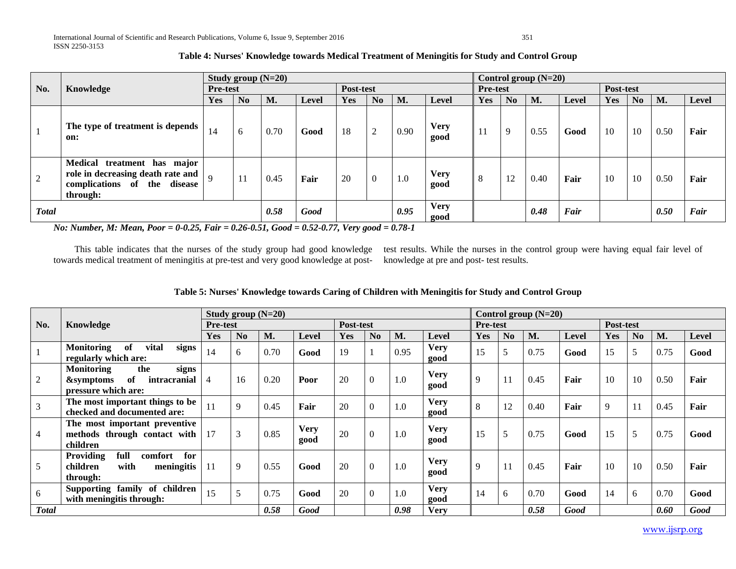**Table 4: Nurses' Knowledge towards Medical Treatment of Meningitis for Study and Control Group**

| No. | Knowledge | Study group (N=20) | | | | | | | | Control group (N=20) | | | | | | | |
|---|---|---|---|---|---|---|---|---|---|---|---|---|---|---|---|---|---|
| | | Pre-test | | | | Post-test | | | | Pre-test | | | | Post-test | | | |
| | | Yes | No | M. | Level | Yes | No | M. | Level | Yes | No | M. | Level | Yes | No | M. | Level |
| 1 | **The type of treatment is depends on:** | 14 | 6 | 0.70 | **Good** | 18 | 2 | 0.90 | **Very good** | 11 | 9 | 0.55 | **Good** | 10 | 10 | 0.50 | **Fair** |
| 2 | **Medical treatment has major role in decreasing death rate and complications of the disease through:** | 9 | 11 | 0.45 | **Fair** | 20 | 0 | 1.0 | **Very good** | 8 | 12 | 0.40 | **Fair** | 10 | 10 | 0.50 | **Fair** |
| ***Total*** | | | | ***0.58*** | ***Good*** | | | ***0.95*** | **Very good** | | | ***0.48*** | ***Fair*** | | | ***0.50*** | ***Fair*** |

***No: Number, M: Mean, Poor = 0-0.25, Fair = 0.26-0.51, Good = 0.52-0.77, Very good = 0.78-1***

This table indicates that the nurses of the study group had good knowledge towards medical treatment of meningitis at pre-test and very good knowledge at post-test results. While the nurses in the control group were having equal fair level of knowledge at pre and post- test results.

**Table 5: Nurses' Knowledge towards Caring of Children with Meningitis for Study and Control Group**

| No. | Knowledge | Study group (N=20) | | | | | | | | Control group (N=20) | | | | | | | |
|---|---|---|---|---|---|---|---|---|---|---|---|---|---|---|---|---|---|
| | | Pre-test | | | | Post-test | | | | Pre-test | | | | Post-test | | | |
| | | Yes | No | M. | Level | Yes | No | M. | Level | Yes | No | M. | Level | Yes | No | M. | Level |
| 1 | **Monitoring of vital signs regularly which are:** | 14 | 6 | 0.70 | **Good** | 19 | 1 | 0.95 | **Very good** | 15 | 5 | 0.75 | **Good** | 15 | 5 | 0.75 | **Good** |
| 2 | **Monitoring the signs &symptoms of intracranial pressure which are:** | 4 | 16 | 0.20 | **Poor** | 20 | 0 | 1.0 | **Very good** | 9 | 11 | 0.45 | **Fair** | 10 | 10 | 0.50 | **Fair** |
| 3 | **The most important things to be checked and documented are:** | 11 | 9 | 0.45 | **Fair** | 20 | 0 | 1.0 | **Very good** | 8 | 12 | 0.40 | **Fair** | 9 | 11 | 0.45 | **Fair** |
| 4 | **The most important preventive methods through contact with children** | 17 | 3 | 0.85 | **Very good** | 20 | 0 | 1.0 | **Very good** | 15 | 5 | 0.75 | **Good** | 15 | 5 | 0.75 | **Good** |
| 5 | **Providing full comfort for children with meningitis through:** | 11 | 9 | 0.55 | **Good** | 20 | 0 | 1.0 | **Very good** | 9 | 11 | 0.45 | **Fair** | 10 | 10 | 0.50 | **Fair** |
| 6 | **Supporting family of children with meningitis through:** | 15 | 5 | 0.75 | **Good** | 20 | 0 | 1.0 | **Very good** | 14 | 6 | 0.70 | **Good** | 14 | 6 | 0.70 | **Good** |
| ***Total*** | | | | ***0.58*** | ***Good*** | | | ***0.98*** | **Very** | | | ***0.58*** | ***Good*** | | | ***0.60*** | ***Good*** |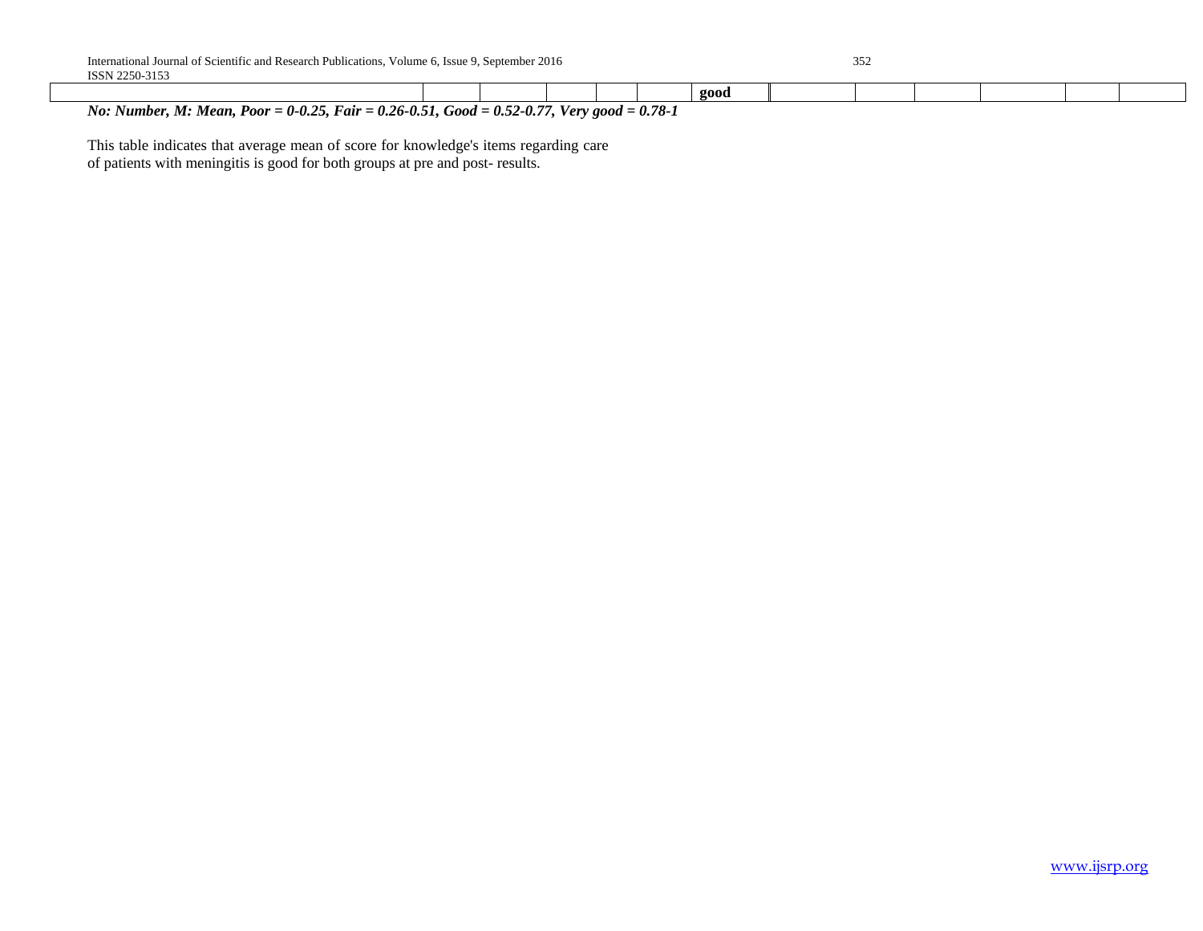|  |  |  |  |  |  | good |  |  |  |  |  |  |
|---|---|---|---|---|---|---|---|---|---|---|---|---|

***No: Number, M: Mean, Poor = 0-0.25, Fair = 0.26-0.51, Good = 0.52-0.77, Very good = 0.78-1***

This table indicates that average mean of score for knowledge's items regarding care of patients with meningitis is good for both groups at pre and post- results.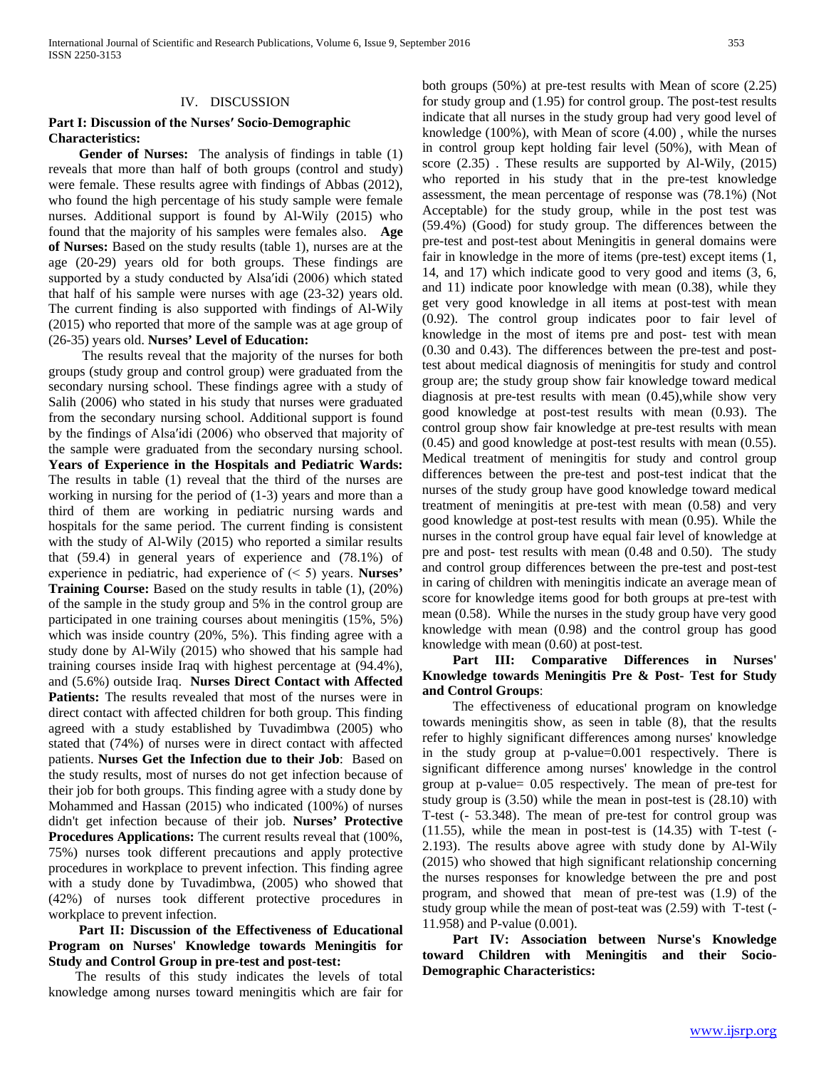## IV. DISCUSSION

### Part I: Discussion of the Nurses′ Socio-Demographic Characteristics:

**Gender of Nurses:** The analysis of findings in table (1) reveals that more than half of both groups (control and study) were female. These results agree with findings of Abbas (2012), who found the high percentage of his study sample were female nurses. Additional support is found by Al-Wily (2015) who found that the majority of his samples were females also. **Age of Nurses:** Based on the study results (table 1), nurses are at the age (20-29) years old for both groups. These findings are supported by a study conducted by Alsa′idi (2006) which stated that half of his sample were nurses with age (23-32) years old. The current finding is also supported with findings of Al-Wily (2015) who reported that more of the sample was at age group of (26-35) years old. **Nurses' Level of Education:**

The results reveal that the majority of the nurses for both groups (study group and control group) were graduated from the secondary nursing school. These findings agree with a study of Salih (2006) who stated in his study that nurses were graduated from the secondary nursing school. Additional support is found by the findings of Alsa′idi (2006) who observed that majority of the sample were graduated from the secondary nursing school. **Years of Experience in the Hospitals and Pediatric Wards:** The results in table (1) reveal that the third of the nurses are working in nursing for the period of (1-3) years and more than a third of them are working in pediatric nursing wards and hospitals for the same period. The current finding is consistent with the study of Al-Wily (2015) who reported a similar results that (59.4) in general years of experience and (78.1%) of experience in pediatric, had experience of (< 5) years. **Nurses' Training Course:** Based on the study results in table (1), (20%) of the sample in the study group and 5% in the control group are participated in one training courses about meningitis (15%, 5%) which was inside country (20%, 5%). This finding agree with a study done by Al-Wily (2015) who showed that his sample had training courses inside Iraq with highest percentage at (94.4%), and (5.6%) outside Iraq. **Nurses Direct Contact with Affected Patients:** The results revealed that most of the nurses were in direct contact with affected children for both group. This finding agreed with a study established by Tuvadimbwa (2005) who stated that (74%) of nurses were in direct contact with affected patients. **Nurses Get the Infection due to their Job**: Based on the study results, most of nurses do not get infection because of their job for both groups. This finding agree with a study done by Mohammed and Hassan (2015) who indicated (100%) of nurses didn't get infection because of their job. **Nurses' Protective Procedures Applications:** The current results reveal that (100%, 75%) nurses took different precautions and apply protective procedures in workplace to prevent infection. This finding agree with a study done by Tuvadimbwa, (2005) who showed that (42%) of nurses took different protective procedures in workplace to prevent infection.

### Part II: Discussion of the Effectiveness of Educational Program on Nurses' Knowledge towards Meningitis for Study and Control Group in pre-test and post-test:

The results of this study indicates the levels of total knowledge among nurses toward meningitis which are fair for both groups (50%) at pre-test results with Mean of score (2.25) for study group and (1.95) for control group. The post-test results indicate that all nurses in the study group had very good level of knowledge (100%), with Mean of score (4.00) , while the nurses in control group kept holding fair level (50%), with Mean of score (2.35) . These results are supported by Al-Wily, (2015) who reported in his study that in the pre-test knowledge assessment, the mean percentage of response was (78.1%) (Not Acceptable) for the study group, while in the post test was (59.4%) (Good) for study group. The differences between the pre-test and post-test about Meningitis in general domains were fair in knowledge in the more of items (pre-test) except items (1, 14, and 17) which indicate good to very good and items (3, 6, and 11) indicate poor knowledge with mean (0.38), while they get very good knowledge in all items at post-test with mean (0.92). The control group indicates poor to fair level of knowledge in the most of items pre and post- test with mean (0.30 and 0.43). The differences between the pre-test and post-test about medical diagnosis of meningitis for study and control group are; the study group show fair knowledge toward medical diagnosis at pre-test results with mean (0.45),while show very good knowledge at post-test results with mean (0.93). The control group show fair knowledge at pre-test results with mean (0.45) and good knowledge at post-test results with mean (0.55). Medical treatment of meningitis for study and control group differences between the pre-test and post-test indicat that the nurses of the study group have good knowledge toward medical treatment of meningitis at pre-test with mean (0.58) and very good knowledge at post-test results with mean (0.95). While the nurses in the control group have equal fair level of knowledge at pre and post- test results with mean (0.48 and 0.50). The study and control group differences between the pre-test and post-test in caring of children with meningitis indicate an average mean of score for knowledge items good for both groups at pre-test with mean (0.58). While the nurses in the study group have very good knowledge with mean (0.98) and the control group has good knowledge with mean (0.60) at post-test.

### Part III: Comparative Differences in Nurses' Knowledge towards Meningitis Pre & Post- Test for Study and Control Groups:

The effectiveness of educational program on knowledge towards meningitis show, as seen in table (8), that the results refer to highly significant differences among nurses' knowledge in the study group at p-value=0.001 respectively. There is significant difference among nurses' knowledge in the control group at p-value= 0.05 respectively. The mean of pre-test for study group is (3.50) while the mean in post-test is (28.10) with T-test (- 53.348). The mean of pre-test for control group was (11.55), while the mean in post-test is (14.35) with T-test (- 2.193). The results above agree with study done by Al-Wily (2015) who showed that high significant relationship concerning the nurses responses for knowledge between the pre and post program, and showed that mean of pre-test was (1.9) of the study group while the mean of post-teat was (2.59) with T-test (- 11.958) and P-value (0.001).

### Part IV: Association between Nurse's Knowledge toward Children with Meningitis and their Socio-Demographic Characteristics: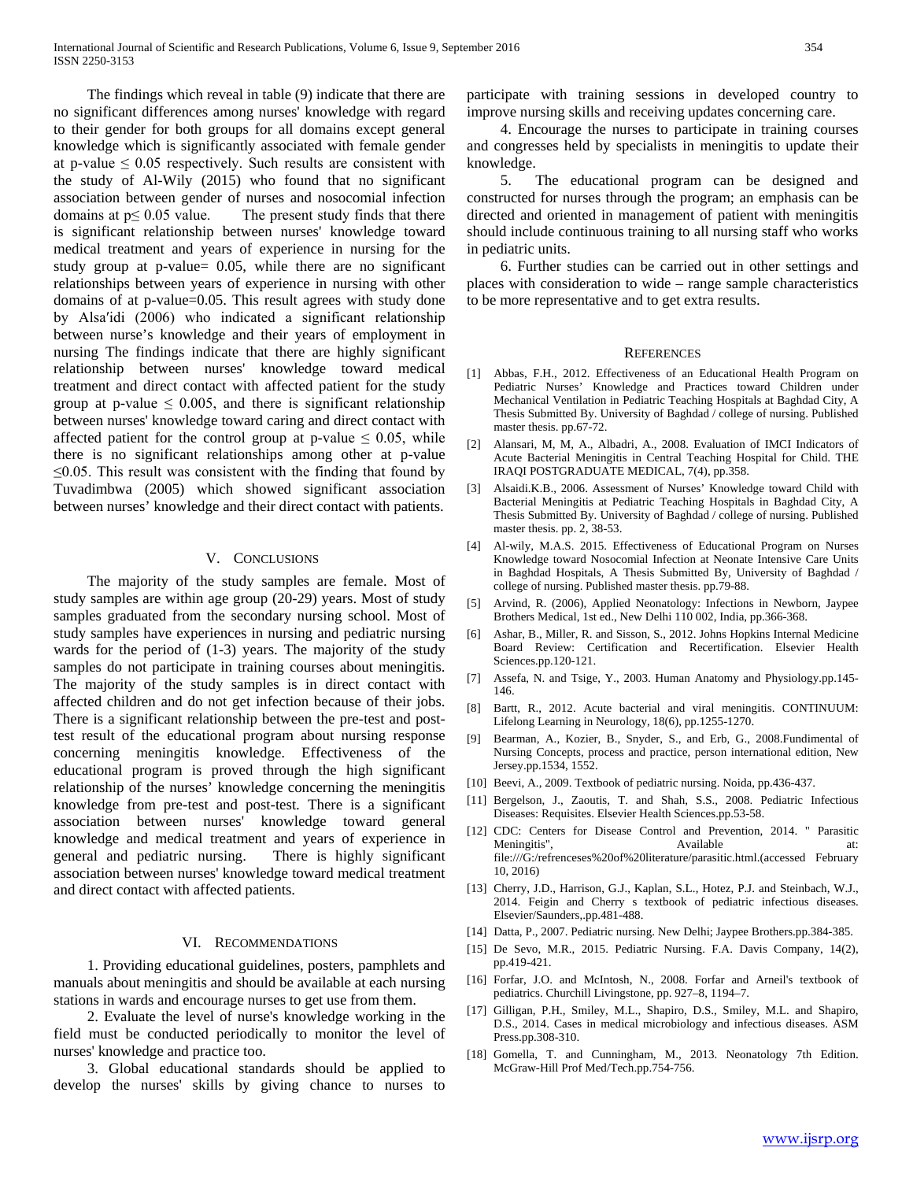The findings which reveal in table (9) indicate that there are no significant differences among nurses' knowledge with regard to their gender for both groups for all domains except general knowledge which is significantly associated with female gender at p-value $\leq 0.05$ respectively. Such results are consistent with the study of Al-Wily (2015) who found that no significant association between gender of nurses and nosocomial infection domains at p$\leq$ 0.05 value. The present study finds that there is significant relationship between nurses' knowledge toward medical treatment and years of experience in nursing for the study group at p-value= 0.05, while there are no significant relationships between years of experience in nursing with other domains of at p-value=0.05. This result agrees with study done by Alsa′idi (2006) who indicated a significant relationship between nurse's knowledge and their years of employment in nursing The findings indicate that there are highly significant relationship between nurses' knowledge toward medical treatment and direct contact with affected patient for the study group at p-value $\leq 0.005$, and there is significant relationship between nurses' knowledge toward caring and direct contact with affected patient for the control group at p-value $\leq 0.05$, while there is no significant relationships among other at p-value $\leq$0.05. This result was consistent with the finding that found by Tuvadimbwa (2005) which showed significant association between nurses' knowledge and their direct contact with patients.

## V. Conclusions

The majority of the study samples are female. Most of study samples are within age group (20-29) years. Most of study samples graduated from the secondary nursing school. Most of study samples have experiences in nursing and pediatric nursing wards for the period of (1-3) years. The majority of the study samples do not participate in training courses about meningitis. The majority of the study samples is in direct contact with affected children and do not get infection because of their jobs. There is a significant relationship between the pre-test and post-test result of the educational program about nursing response concerning meningitis knowledge. Effectiveness of the educational program is proved through the high significant relationship of the nurses' knowledge concerning the meningitis knowledge from pre-test and post-test. There is a significant association between nurses' knowledge toward general knowledge and medical treatment and years of experience in general and pediatric nursing. There is highly significant association between nurses' knowledge toward medical treatment and direct contact with affected patients.

## VI. Recommendations

1. Providing educational guidelines, posters, pamphlets and manuals about meningitis and should be available at each nursing stations in wards and encourage nurses to get use from them.

2. Evaluate the level of nurse's knowledge working in the field must be conducted periodically to monitor the level of nurses' knowledge and practice too.

3. Global educational standards should be applied to develop the nurses' skills by giving chance to nurses to participate with training sessions in developed country to improve nursing skills and receiving updates concerning care.

4. Encourage the nurses to participate in training courses and congresses held by specialists in meningitis to update their knowledge.

5. The educational program can be designed and constructed for nurses through the program; an emphasis can be directed and oriented in management of patient with meningitis should include continuous training to all nursing staff who works in pediatric units.

6. Further studies can be carried out in other settings and places with consideration to wide – range sample characteristics to be more representative and to get extra results.

## References

[1] Abbas, F.H., 2012. Effectiveness of an Educational Health Program on Pediatric Nurses' Knowledge and Practices toward Children under Mechanical Ventilation in Pediatric Teaching Hospitals at Baghdad City, A Thesis Submitted By. University of Baghdad / college of nursing. Published master thesis. pp.67-72.

[2] Alansari, M, M, A., Albadri, A., 2008. Evaluation of IMCI Indicators of Acute Bacterial Meningitis in Central Teaching Hospital for Child. THE IRAQI POSTGRADUATE MEDICAL, 7(4), pp.358.

[3] Alsaidi.K.B., 2006. Assessment of Nurses' Knowledge toward Child with Bacterial Meningitis at Pediatric Teaching Hospitals in Baghdad City, A Thesis Submitted By. University of Baghdad / college of nursing. Published master thesis. pp. 2, 38-53.

[4] Al-wily, M.A.S. 2015. Effectiveness of Educational Program on Nurses Knowledge toward Nosocomial Infection at Neonate Intensive Care Units in Baghdad Hospitals, A Thesis Submitted By, University of Baghdad / college of nursing. Published master thesis. pp.79-88.

[5] Arvind, R. (2006), Applied Neonatology: Infections in Newborn, Jaypee Brothers Medical, 1st ed., New Delhi 110 002, India, pp.366-368.

[6] Ashar, B., Miller, R. and Sisson, S., 2012. Johns Hopkins Internal Medicine Board Review: Certification and Recertification. Elsevier Health Sciences.pp.120-121.

[7] Assefa, N. and Tsige, Y., 2003. Human Anatomy and Physiology.pp.145-146.

[8] Bartt, R., 2012. Acute bacterial and viral meningitis. CONTINUUM: Lifelong Learning in Neurology, 18(6), pp.1255-1270.

[9] Bearman, A., Kozier, B., Snyder, S., and Erb, G., 2008.Fundimental of Nursing Concepts, process and practice, person international edition, New Jersey.pp.1534, 1552.

[10] Beevi, A., 2009. Textbook of pediatric nursing. Noida, pp.436-437.

[11] Bergelson, J., Zaoutis, T. and Shah, S.S., 2008. Pediatric Infectious Diseases: Requisites. Elsevier Health Sciences.pp.53-58.

[12] CDC: Centers for Disease Control and Prevention, 2014. " Parasitic Meningitis", Available at: file:///G:/refrenceses%20of%20literature/parasitic.html.(accessed February 10, 2016)

[13] Cherry, J.D., Harrison, G.J., Kaplan, S.L., Hotez, P.J. and Steinbach, W.J., 2014. Feigin and Cherry s textbook of pediatric infectious diseases. Elsevier/Saunders,.pp.481-488.

[14] Datta, P., 2007. Pediatric nursing. New Delhi; Jaypee Brothers.pp.384-385.

[15] De Sevo, M.R., 2015. Pediatric Nursing. F.A. Davis Company, 14(2), pp.419-421.

[16] Forfar, J.O. and McIntosh, N., 2008. Forfar and Arneil's textbook of pediatrics. Churchill Livingstone, pp. 927–8, 1194–7.

[17] Gilligan, P.H., Smiley, M.L., Shapiro, D.S., Smiley, M.L. and Shapiro, D.S., 2014. Cases in medical microbiology and infectious diseases. ASM Press.pp.308-310.

[18] Gomella, T. and Cunningham, M., 2013. Neonatology 7th Edition. McGraw-Hill Prof Med/Tech.pp.754-756.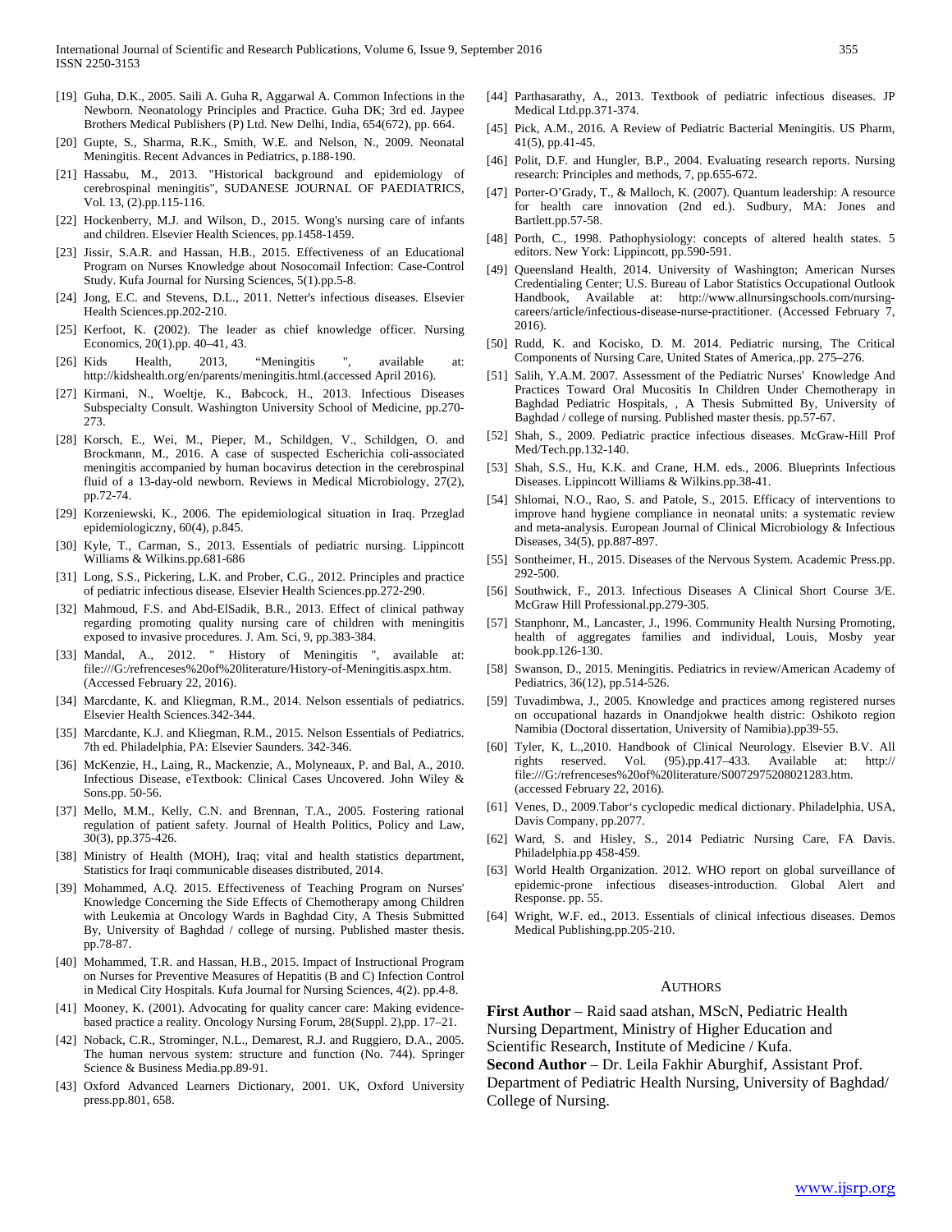[19] Guha, D.K., 2005. Saili A. Guha R, Aggarwal A. Common Infections in the Newborn. Neonatology Principles and Practice. Guha DK; 3rd ed. Jaypee Brothers Medical Publishers (P) Ltd. New Delhi, India, 654(672), pp. 664.

[20] Gupte, S., Sharma, R.K., Smith, W.E. and Nelson, N., 2009. Neonatal Meningitis. Recent Advances in Pediatrics, p.188-190.

[21] Hassabu, M., 2013. "Historical background and epidemiology of cerebrospinal meningitis", SUDANESE JOURNAL OF PAEDIATRICS, Vol. 13, (2).pp.115-116.

[22] Hockenberry, M.J. and Wilson, D., 2015. Wong's nursing care of infants and children. Elsevier Health Sciences, pp.1458-1459.

[23] Jissir, S.A.R. and Hassan, H.B., 2015. Effectiveness of an Educational Program on Nurses Knowledge about Nosocomail Infection: Case-Control Study. Kufa Journal for Nursing Sciences, 5(1).pp.5-8.

[24] Jong, E.C. and Stevens, D.L., 2011. Netter's infectious diseases. Elsevier Health Sciences.pp.202-210.

[25] Kerfoot, K. (2002). The leader as chief knowledge officer. Nursing Economics, 20(1).pp. 40–41, 43.

[26] Kids Health, 2013, "Meningitis ", available at: http://kidshealth.org/en/parents/meningitis.html.(accessed April 2016).

[27] Kirmani, N., Woeltje, K., Babcock, H., 2013. Infectious Diseases Subspecialty Consult. Washington University School of Medicine, pp.270-273.

[28] Korsch, E., Wei, M., Pieper, M., Schildgen, V., Schildgen, O. and Brockmann, M., 2016. A case of suspected Escherichia coli-associated meningitis accompanied by human bocavirus detection in the cerebrospinal fluid of a 13-day-old newborn. Reviews in Medical Microbiology, 27(2), pp.72-74.

[29] Korzeniewski, K., 2006. The epidemiological situation in Iraq. Przeglad epidemiologiczny, 60(4), p.845.

[30] Kyle, T., Carman, S., 2013. Essentials of pediatric nursing. Lippincott Williams & Wilkins.pp.681-686

[31] Long, S.S., Pickering, L.K. and Prober, C.G., 2012. Principles and practice of pediatric infectious disease. Elsevier Health Sciences.pp.272-290.

[32] Mahmoud, F.S. and Abd-ElSadik, B.R., 2013. Effect of clinical pathway regarding promoting quality nursing care of children with meningitis exposed to invasive procedures. J. Am. Sci, 9, pp.383-384.

[33] Mandal, A., 2012. " History of Meningitis ", available at: file:///G:/refrenceses%20of%20literature/History-of-Meningitis.aspx.htm. (Accessed February 22, 2016).

[34] Marcdante, K. and Kliegman, R.M., 2014. Nelson essentials of pediatrics. Elsevier Health Sciences.342-344.

[35] Marcdante, K.J. and Kliegman, R.M., 2015. Nelson Essentials of Pediatrics. 7th ed. Philadelphia, PA: Elsevier Saunders. 342-346.

[36] McKenzie, H., Laing, R., Mackenzie, A., Molyneaux, P. and Bal, A., 2010. Infectious Disease, eTextbook: Clinical Cases Uncovered. John Wiley & Sons.pp. 50-56.

[37] Mello, M.M., Kelly, C.N. and Brennan, T.A., 2005. Fostering rational regulation of patient safety. Journal of Health Politics, Policy and Law, 30(3), pp.375-426.

[38] Ministry of Health (MOH), Iraq; vital and health statistics department, Statistics for Iraqi communicable diseases distributed, 2014.

[39] Mohammed, A.Q. 2015. Effectiveness of Teaching Program on Nurses' Knowledge Concerning the Side Effects of Chemotherapy among Children with Leukemia at Oncology Wards in Baghdad City, A Thesis Submitted By, University of Baghdad / college of nursing. Published master thesis. pp.78-87.

[40] Mohammed, T.R. and Hassan, H.B., 2015. Impact of Instructional Program on Nurses for Preventive Measures of Hepatitis (B and C) Infection Control in Medical City Hospitals. Kufa Journal for Nursing Sciences, 4(2). pp.4-8.

[41] Mooney, K. (2001). Advocating for quality cancer care: Making evidence-based practice a reality. Oncology Nursing Forum, 28(Suppl. 2),pp. 17–21.

[42] Noback, C.R., Strominger, N.L., Demarest, R.J. and Ruggiero, D.A., 2005. The human nervous system: structure and function (No. 744). Springer Science & Business Media.pp.89-91.

[43] Oxford Advanced Learners Dictionary, 2001. UK, Oxford University press.pp.801, 658.

[44] Parthasarathy, A., 2013. Textbook of pediatric infectious diseases. JP Medical Ltd.pp.371-374.

[45] Pick, A.M., 2016. A Review of Pediatric Bacterial Meningitis. US Pharm, 41(5), pp.41-45.

[46] Polit, D.F. and Hungler, B.P., 2004. Evaluating research reports. Nursing research: Principles and methods, 7, pp.655-672.

[47] Porter-O'Grady, T., & Malloch, K. (2007). Quantum leadership: A resource for health care innovation (2nd ed.). Sudbury, MA: Jones and Bartlett.pp.57-58.

[48] Porth, C., 1998. Pathophysiology: concepts of altered health states. 5 editors. New York: Lippincott, pp.590-591.

[49] Queensland Health, 2014. University of Washington; American Nurses Credentialing Center; U.S. Bureau of Labor Statistics Occupational Outlook Handbook, Available at: http://www.allnursingschools.com/nursing-careers/article/infectious-disease-nurse-practitioner. (Accessed February 7, 2016).

[50] Rudd, K. and Kocisko, D. M. 2014. Pediatric nursing, The Critical Components of Nursing Care, United States of America,.pp. 275–276.

[51] Salih, Y.A.M. 2007. Assessment of the Pediatric Nurses' Knowledge And Practices Toward Oral Mucositis In Children Under Chemotherapy in Baghdad Pediatric Hospitals, , A Thesis Submitted By, University of Baghdad / college of nursing. Published master thesis. pp.57-67.

[52] Shah, S., 2009. Pediatric practice infectious diseases. McGraw-Hill Prof Med/Tech.pp.132-140.

[53] Shah, S.S., Hu, K.K. and Crane, H.M. eds., 2006. Blueprints Infectious Diseases. Lippincott Williams & Wilkins.pp.38-41.

[54] Shlomai, N.O., Rao, S. and Patole, S., 2015. Efficacy of interventions to improve hand hygiene compliance in neonatal units: a systematic review and meta-analysis. European Journal of Clinical Microbiology & Infectious Diseases, 34(5), pp.887-897.

[55] Sontheimer, H., 2015. Diseases of the Nervous System. Academic Press.pp. 292-500.

[56] Southwick, F., 2013. Infectious Diseases A Clinical Short Course 3/E. McGraw Hill Professional.pp.279-305.

[57] Stanphonr, M., Lancaster, J., 1996. Community Health Nursing Promoting, health of aggregates families and individual, Louis, Mosby year book.pp.126-130.

[58] Swanson, D., 2015. Meningitis. Pediatrics in review/American Academy of Pediatrics, 36(12), pp.514-526.

[59] Tuvadimbwa, J., 2005. Knowledge and practices among registered nurses on occupational hazards in Onandjokwe health distric: Oshikoto region Namibia (Doctoral dissertation, University of Namibia).pp39-55.

[60] Tyler, K, L.,2010. Handbook of Clinical Neurology. Elsevier B.V. All rights reserved. Vol. (95).pp.417–433. Available at: http:// file:///G:/refrenceses%20of%20literature/S0072975208021283.htm. (accessed February 22, 2016).

[61] Venes, D., 2009.Tabor's cyclopedic medical dictionary. Philadelphia, USA, Davis Company, pp.2077.

[62] Ward, S. and Hisley, S., 2014 Pediatric Nursing Care, FA Davis. Philadelphia.pp 458-459.

[63] World Health Organization. 2012. WHO report on global surveillance of epidemic-prone infectious diseases-introduction. Global Alert and Response. pp. 55.

[64] Wright, W.F. ed., 2013. Essentials of clinical infectious diseases. Demos Medical Publishing.pp.205-210.

## AUTHORS

**First Author** – Raid saad atshan, MScN, Pediatric Health Nursing Department, Ministry of Higher Education and Scientific Research, Institute of Medicine / Kufa.

**Second Author** – Dr. Leila Fakhir Aburghif, Assistant Prof. Department of Pediatric Health Nursing, University of Baghdad/ College of Nursing.